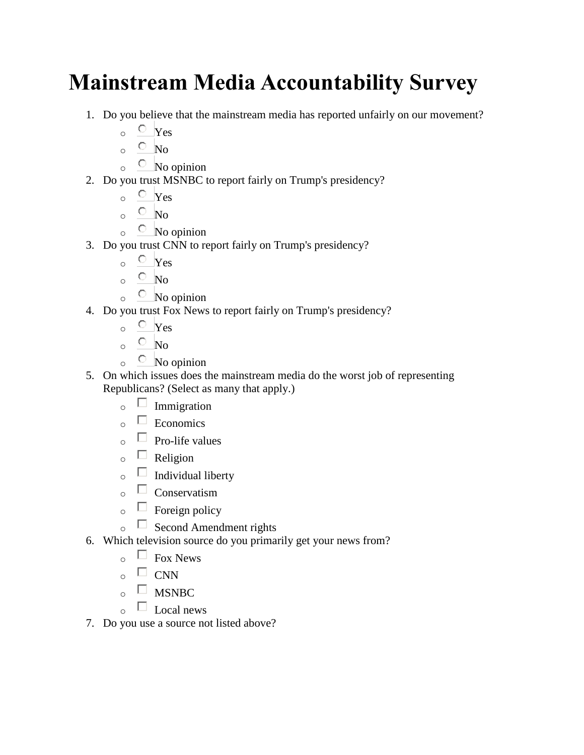# Mainstream Media Accountability Survey

1. Do you believe that the mainstream media has reported unfairly on our movement?
   - Yes
   - No
   - No opinion
2. Do you trust MSNBC to report fairly on Trump's presidency?
   - Yes
   - No
   - No opinion
3. Do you trust CNN to report fairly on Trump's presidency?
   - Yes
   - No
   - No opinion
4. Do you trust Fox News to report fairly on Trump's presidency?
   - Yes
   - No
   - No opinion
5. On which issues does the mainstream media do the worst job of representing Republicans? (Select as many that apply.)
   - Immigration
   - Economics
   - Pro-life values
   - Religion
   - Individual liberty
   - Conservatism
   - Foreign policy
   - Second Amendment rights
6. Which television source do you primarily get your news from?
   - Fox News
   - CNN
   - MSNBC
   - Local news
7. Do you use a source not listed above?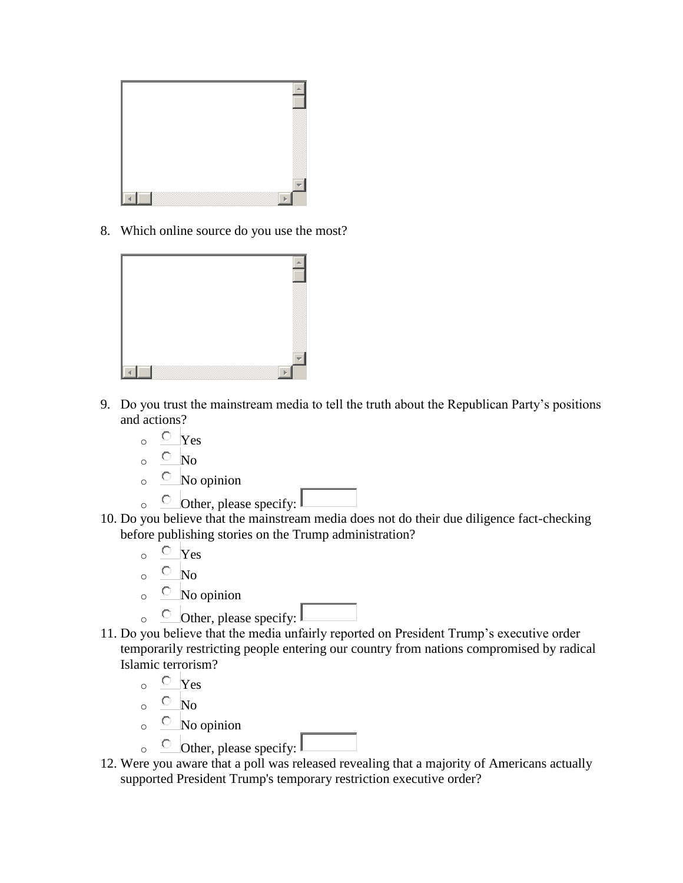8. Which online source do you use the most?

9. Do you trust the mainstream media to tell the truth about the Republican Party's positions and actions?
   - Yes
   - No
   - No opinion
   - Other, please specify:
10. Do you believe that the mainstream media does not do their due diligence fact-checking before publishing stories on the Trump administration?
   - Yes
   - No
   - No opinion
   - Other, please specify:
11. Do you believe that the media unfairly reported on President Trump's executive order temporarily restricting people entering our country from nations compromised by radical Islamic terrorism?
   - Yes
   - No
   - No opinion
   - Other, please specify:
12. Were you aware that a poll was released revealing that a majority of Americans actually supported President Trump's temporary restriction executive order?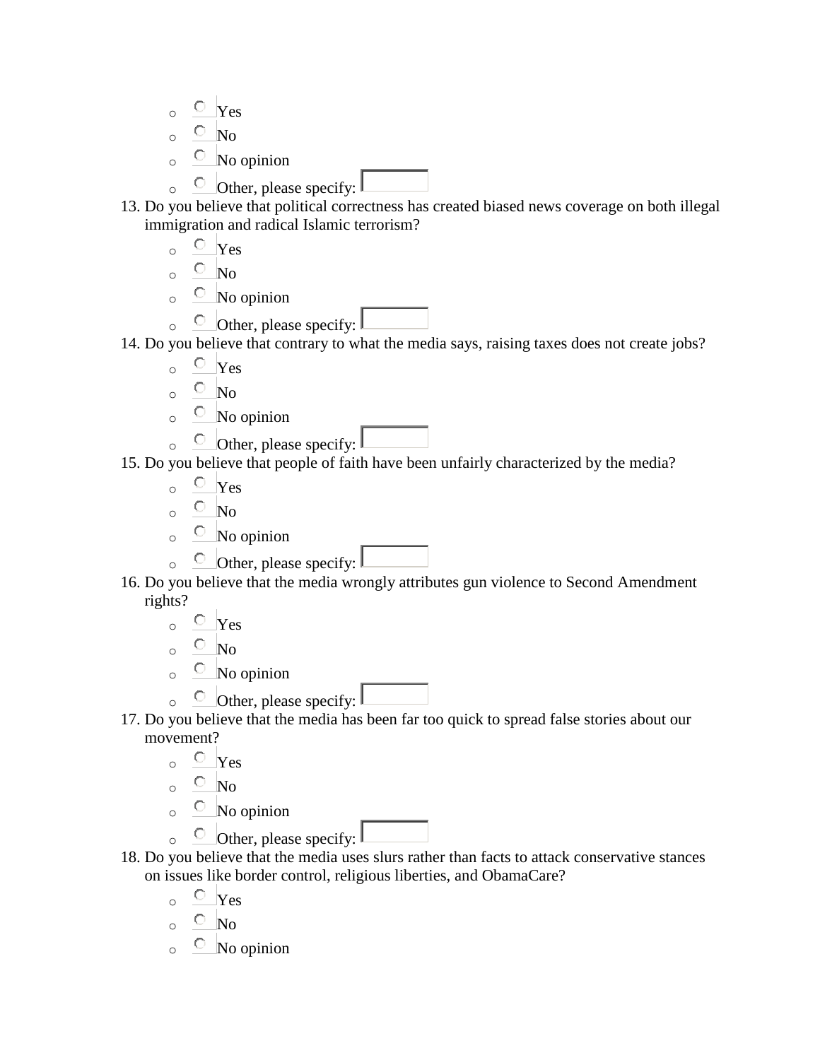- Yes
- No
- No opinion
- Other, please specify:

13. Do you believe that political correctness has created biased news coverage on both illegal immigration and radical Islamic terrorism?
    - Yes
    - No
    - No opinion
    - Other, please specify:
14. Do you believe that contrary to what the media says, raising taxes does not create jobs?
    - Yes
    - No
    - No opinion
    - Other, please specify:
15. Do you believe that people of faith have been unfairly characterized by the media?
    - Yes
    - No
    - No opinion
    - Other, please specify:
16. Do you believe that the media wrongly attributes gun violence to Second Amendment rights?
    - Yes
    - No
    - No opinion
    - Other, please specify:
17. Do you believe that the media has been far too quick to spread false stories about our movement?
    - Yes
    - No
    - No opinion
    - Other, please specify:
18. Do you believe that the media uses slurs rather than facts to attack conservative stances on issues like border control, religious liberties, and ObamaCare?
    - Yes
    - No
    - No opinion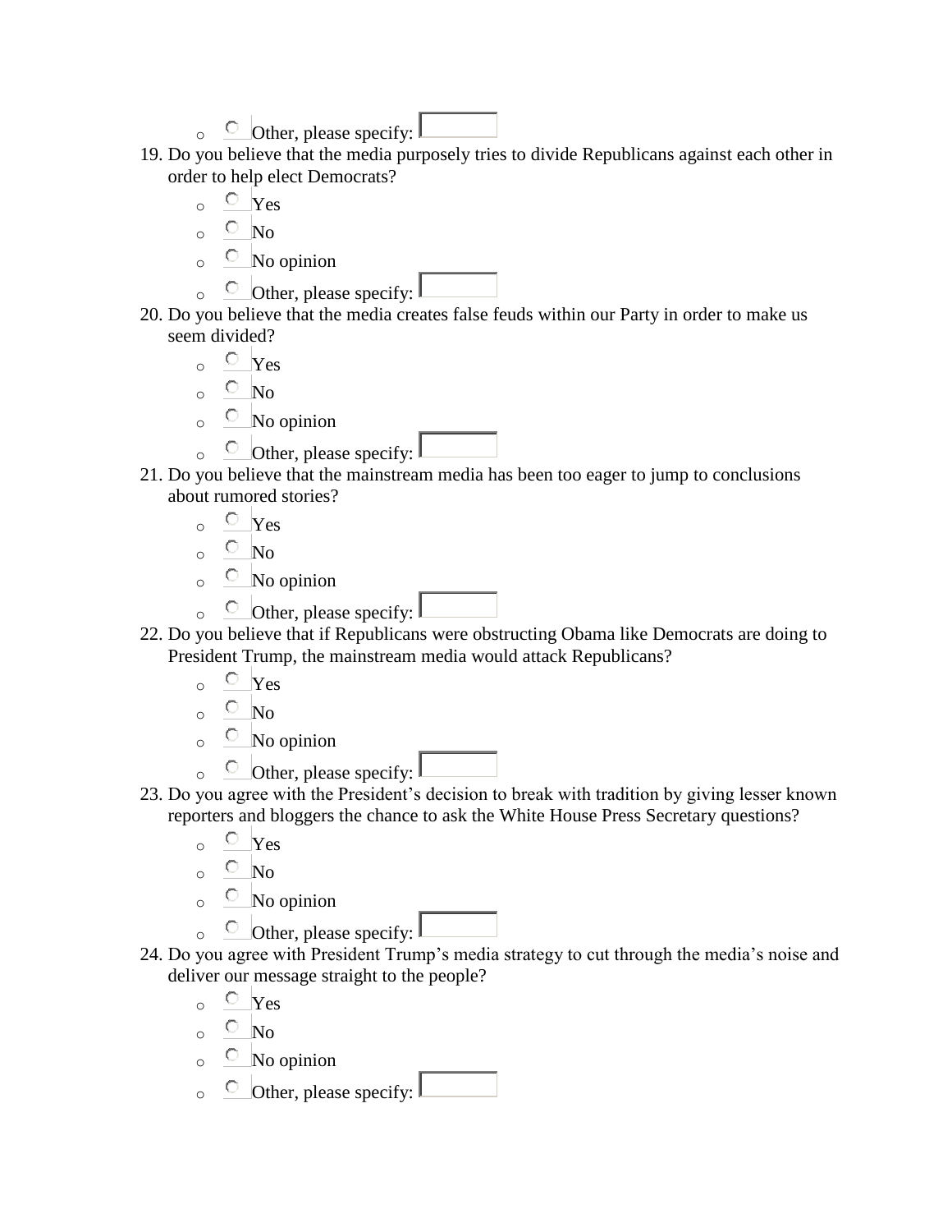- Other, please specify: ______

19. Do you believe that the media purposely tries to divide Republicans against each other in order to help elect Democrats?
    - Yes
    - No
    - No opinion
    - Other, please specify: ______
20. Do you believe that the media creates false feuds within our Party in order to make us seem divided?
    - Yes
    - No
    - No opinion
    - Other, please specify: ______
21. Do you believe that the mainstream media has been too eager to jump to conclusions about rumored stories?
    - Yes
    - No
    - No opinion
    - Other, please specify: ______
22. Do you believe that if Republicans were obstructing Obama like Democrats are doing to President Trump, the mainstream media would attack Republicans?
    - Yes
    - No
    - No opinion
    - Other, please specify: ______
23. Do you agree with the President's decision to break with tradition by giving lesser known reporters and bloggers the chance to ask the White House Press Secretary questions?
    - Yes
    - No
    - No opinion
    - Other, please specify: ______
24. Do you agree with President Trump's media strategy to cut through the media's noise and deliver our message straight to the people?
    - Yes
    - No
    - No opinion
    - Other, please specify: ______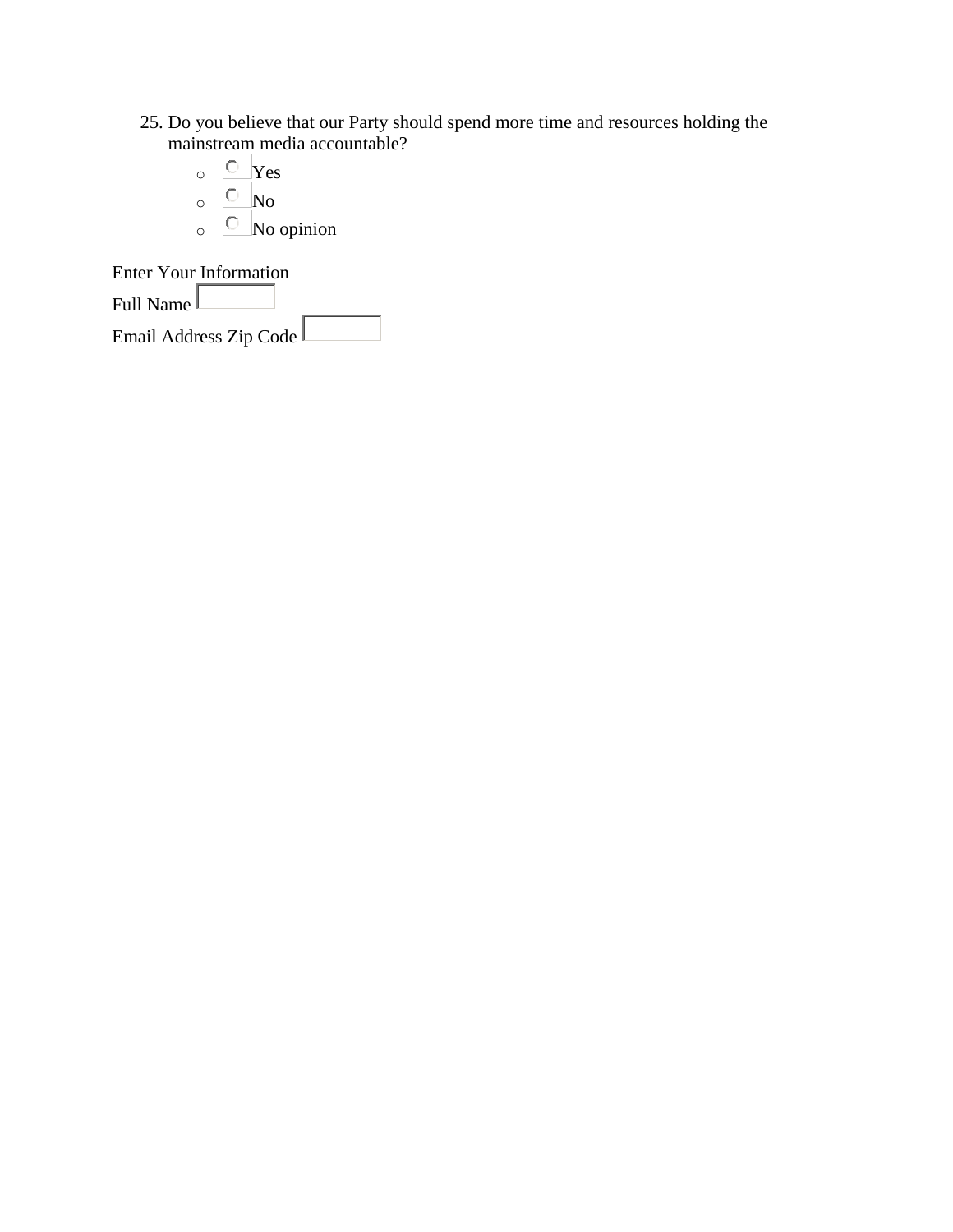25. Do you believe that our Party should spend more time and resources holding the mainstream media accountable?
    - Yes
    - No
    - No opinion

Enter Your Information

Full Name

Email Address Zip Code